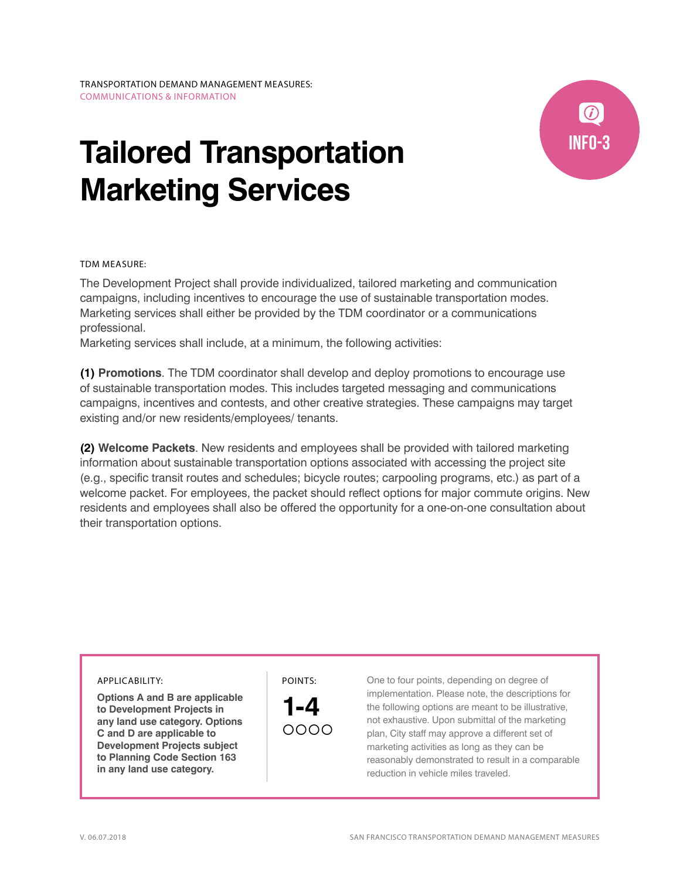TRANSPORTATION DEMAND MANAGEMENT MEASURES:
COMMUNICATIONS & INFORMATION

INFO-3

# Tailored Transportation Marketing Services

TDM MEASURE:

The Development Project shall provide individualized, tailored marketing and communication campaigns, including incentives to encourage the use of sustainable transportation modes. Marketing services shall either be provided by the TDM coordinator or a communications professional.
Marketing services shall include, at a minimum, the following activities:

**(1) Promotions**. The TDM coordinator shall develop and deploy promotions to encourage use of sustainable transportation modes. This includes targeted messaging and communications campaigns, incentives and contests, and other creative strategies. These campaigns may target existing and/or new residents/employees/ tenants.

**(2) Welcome Packets**. New residents and employees shall be provided with tailored marketing information about sustainable transportation options associated with accessing the project site (e.g., specific transit routes and schedules; bicycle routes; carpooling programs, etc.) as part of a welcome packet. For employees, the packet should reflect options for major commute origins. New residents and employees shall also be offered the opportunity for a one-on-one consultation about their transportation options.

APPLICABILITY:

**Options A and B are applicable to Development Projects in any land use category. Options C and D are applicable to Development Projects subject to Planning Code Section 163 in any land use category.**

POINTS:

**1-4**

○○○○

One to four points, depending on degree of implementation. Please note, the descriptions for the following options are meant to be illustrative, not exhaustive. Upon submittal of the marketing plan, City staff may approve a different set of marketing activities as long as they can be reasonably demonstrated to result in a comparable reduction in vehicle miles traveled.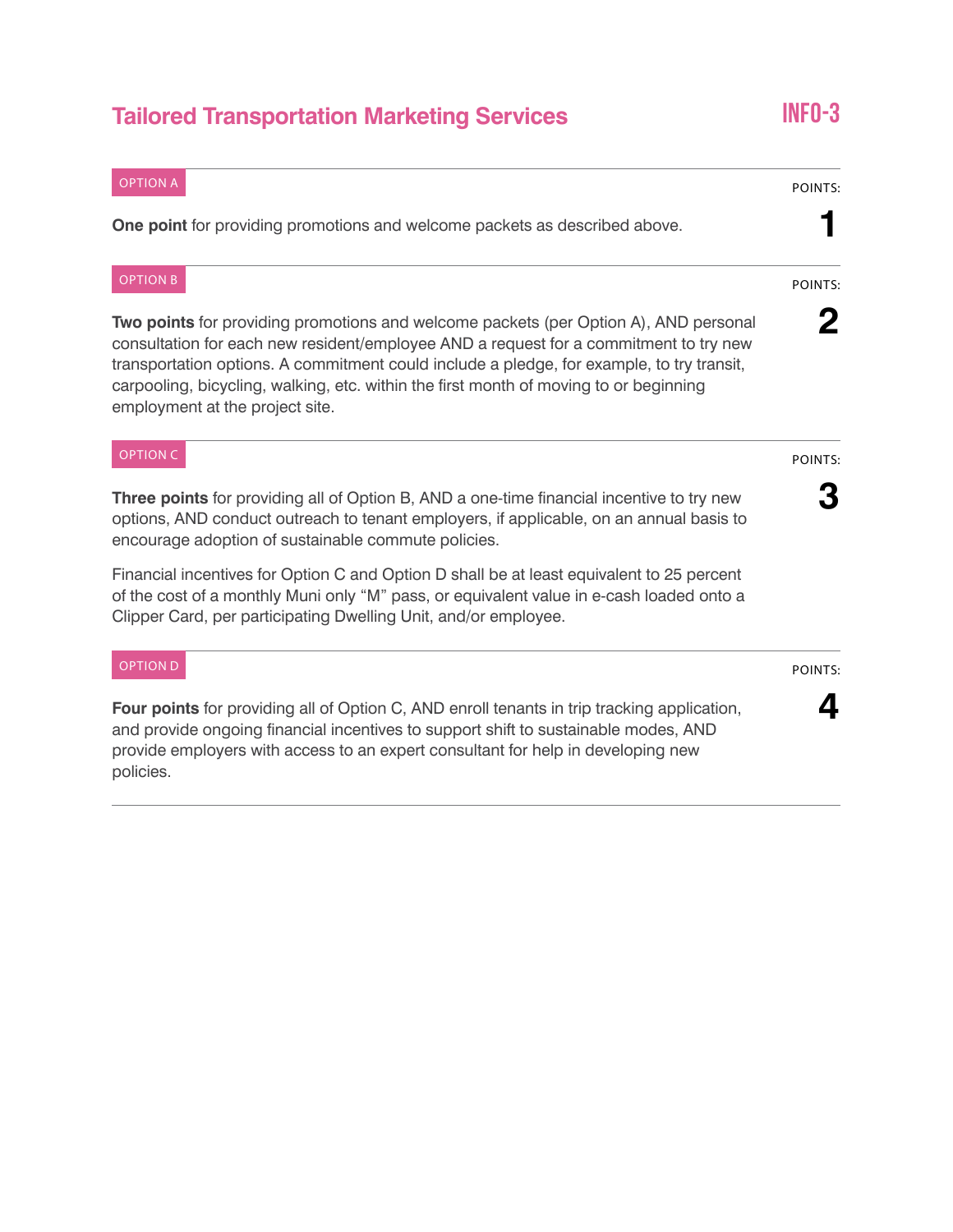## Tailored Transportation Marketing Services

**INFO-3**

---

**OPTION A**

POINTS: **1**

**One point** for providing promotions and welcome packets as described above.

---

**OPTION B**

POINTS: **2**

**Two points** for providing promotions and welcome packets (per Option A), AND personal consultation for each new resident/employee AND a request for a commitment to try new transportation options. A commitment could include a pledge, for example, to try transit, carpooling, bicycling, walking, etc. within the first month of moving to or beginning employment at the project site.

---

**OPTION C**

POINTS: **3**

**Three points** for providing all of Option B, AND a one-time financial incentive to try new options, AND conduct outreach to tenant employers, if applicable, on an annual basis to encourage adoption of sustainable commute policies.

Financial incentives for Option C and Option D shall be at least equivalent to 25 percent of the cost of a monthly Muni only "M" pass, or equivalent value in e-cash loaded onto a Clipper Card, per participating Dwelling Unit, and/or employee.

---

**OPTION D**

POINTS: **4**

**Four points** for providing all of Option C, AND enroll tenants in trip tracking application, and provide ongoing financial incentives to support shift to sustainable modes, AND provide employers with access to an expert consultant for help in developing new policies.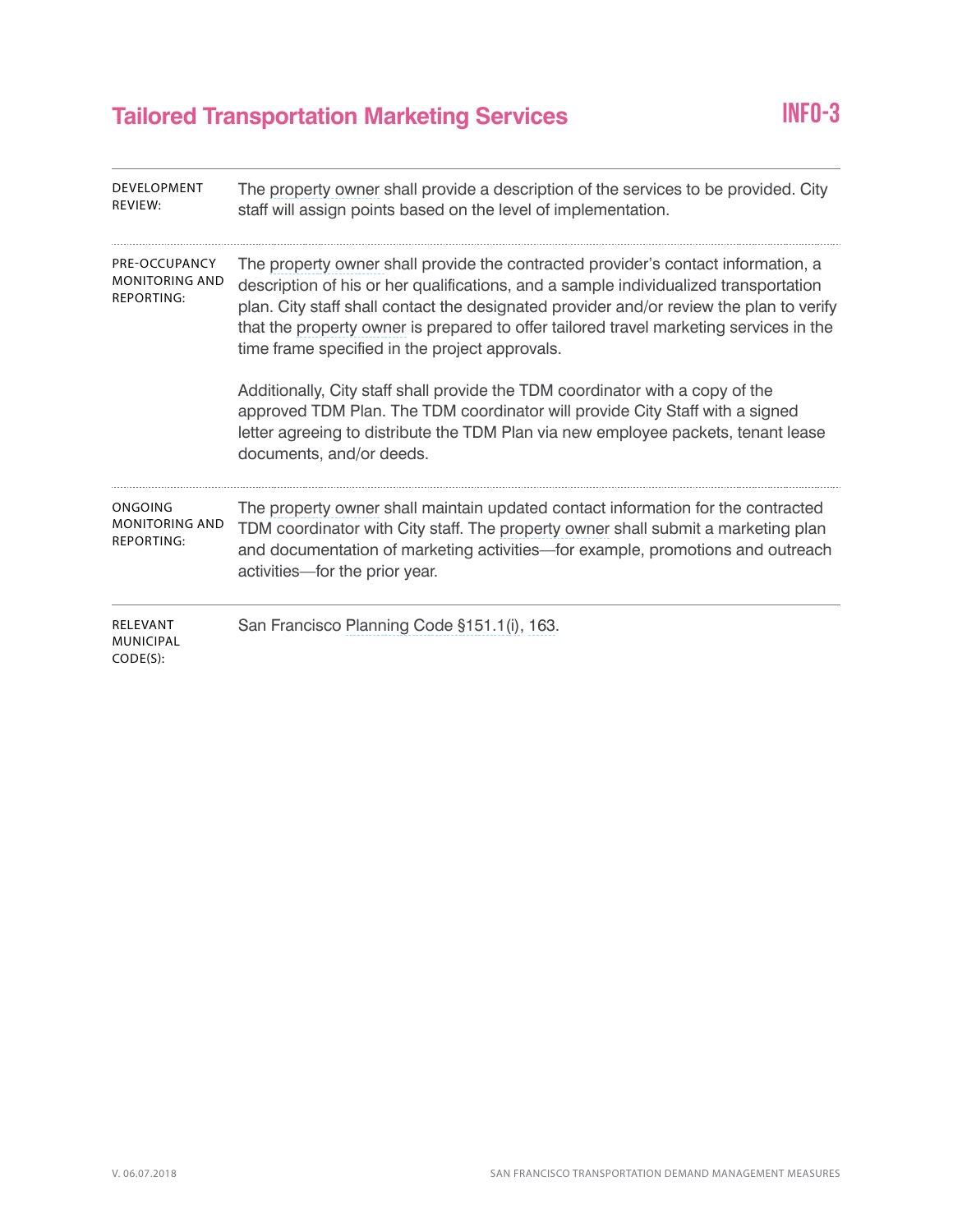## Tailored Transportation Marketing Services

**INFO-3**

| | |
|---|---|
| DEVELOPMENT REVIEW: | The property owner shall provide a description of the services to be provided. City staff will assign points based on the level of implementation. |
| PRE-OCCUPANCY MONITORING AND REPORTING: | The property owner shall provide the contracted provider's contact information, a description of his or her qualifications, and a sample individualized transportation plan. City staff shall contact the designated provider and/or review the plan to verify that the property owner is prepared to offer tailored travel marketing services in the time frame specified in the project approvals.<br><br>Additionally, City staff shall provide the TDM coordinator with a copy of the approved TDM Plan. The TDM coordinator will provide City Staff with a signed letter agreeing to distribute the TDM Plan via new employee packets, tenant lease documents, and/or deeds. |
| ONGOING MONITORING AND REPORTING: | The property owner shall maintain updated contact information for the contracted TDM coordinator with City staff. The property owner shall submit a marketing plan and documentation of marketing activities—for example, promotions and outreach activities—for the prior year. |
| RELEVANT MUNICIPAL CODE(S): | San Francisco Planning Code §151.1(i), 163. |